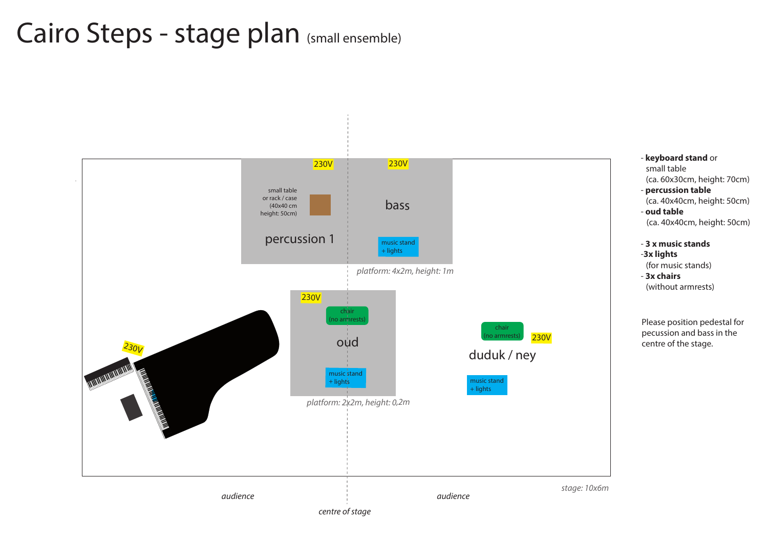# Cairo Steps - stage plan (small ensemble)

230V

230V

small table
or rack / case
(40x40 cm
height: 50cm)

percussion 1

bass

music stand
+ lights

*platform: 4x2m, height: 1m*

230V

chair
(no armrests)

oud

music stand
+ lights

*platform: 2x2m, height: 0,2m*

230V

chair
(no armrests)

230V

duduk / ney

music stand
+ lights

*stage: 10x6m*

*audience*

*audience*

*centre of stage*

- **keyboard stand** or
  small table
  (ca. 60x30cm, height: 70cm)
- **percussion table**
  (ca. 40x40cm, height: 50cm)
- **oud table**
  (ca. 40x40cm, height: 50cm)

- **3 x music stands**
- **3x lights**
  (for music stands)
- **3x chairs**
  (without armrests)

Please position pedestal for pecussion and bass in the centre of the stage.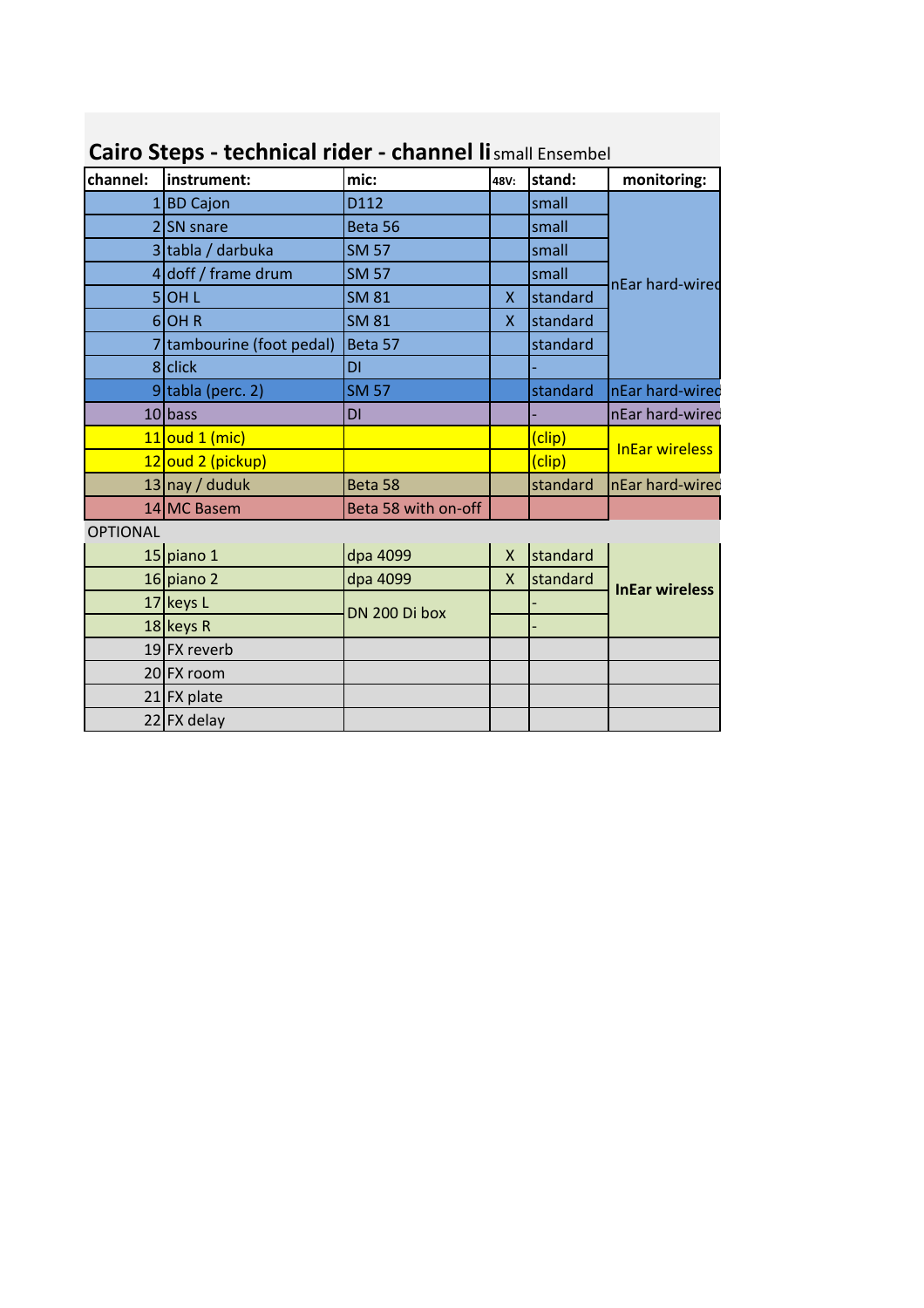# Cairo Steps - technical rider - channel li small Ensembel

| channel: | instrument: | mic: | 48V: | stand: | monitoring: |
|---|---|---|---|---|---|
| 1 | BD Cajon | D112 | | small | nEar hard-wired |
| 2 | SN snare | Beta 56 | | small | |
| 3 | tabla / darbuka | SM 57 | | small | |
| 4 | doff / frame drum | SM 57 | | small | |
| 5 | OH L | SM 81 | X | standard | |
| 6 | OH R | SM 81 | X | standard | |
| 7 | tambourine (foot pedal) | Beta 57 | | standard | |
| 8 | click | DI | | - | |
| 9 | tabla (perc. 2) | SM 57 | | standard | nEar hard-wired |
| 10 | bass | DI | | - | nEar hard-wired |
| 11 | oud 1 (mic) | | | (clip) | InEar wireless |
| 12 | oud 2 (pickup) | | | (clip) | |
| 13 | nay / duduk | Beta 58 | | standard | nEar hard-wired |
| 14 | MC Basem | Beta 58 with on-off | | | |
| OPTIONAL | | | | | |
| 15 | piano 1 | dpa 4099 | X | standard | **InEar wireless** |
| 16 | piano 2 | dpa 4099 | X | standard | |
| 17 | keys L | DN 200 Di box | | - | |
| 18 | keys R | | | - | |
| 19 | FX reverb | | | | |
| 20 | FX room | | | | |
| 21 | FX plate | | | | |
| 22 | FX delay | | | | |